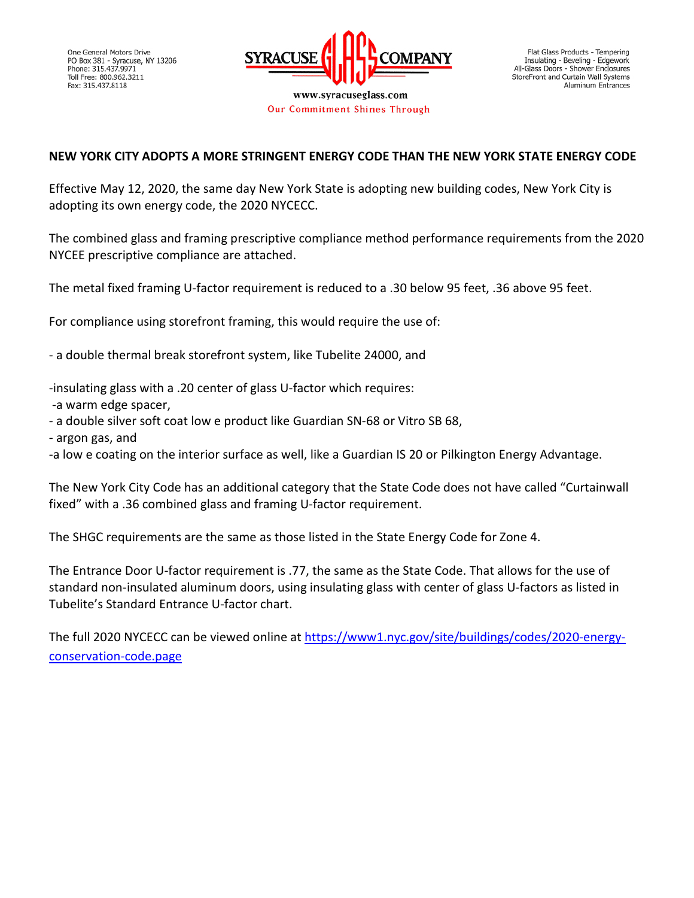One General Motors Drive
PO Box 381 - Syracuse, NY 13206
Phone: 315.437.9971
Toll Free: 800.962.3211
Fax: 315.437.8118

SYRACUSE GLASS COMPANY

www.syracuseglass.com
Our Commitment Shines Through

Flat Glass Products - Tempering
Insulating - Beveling - Edgework
All-Glass Doors - Shower Enclosures
StoreFront and Curtain Wall Systems
Aluminum Entrances

**NEW YORK CITY ADOPTS A MORE STRINGENT ENERGY CODE THAN THE NEW YORK STATE ENERGY CODE**

Effective May 12, 2020, the same day New York State is adopting new building codes, New York City is adopting its own energy code, the 2020 NYCECC.

The combined glass and framing prescriptive compliance method performance requirements from the 2020 NYCEE prescriptive compliance are attached.

The metal fixed framing U-factor requirement is reduced to a .30 below 95 feet, .36 above 95 feet.

For compliance using storefront framing, this would require the use of:

- a double thermal break storefront system, like Tubelite 24000, and

-insulating glass with a .20 center of glass U-factor which requires:
 -a warm edge spacer,
- a double silver soft coat low e product like Guardian SN-68 or Vitro SB 68,
- argon gas, and
-a low e coating on the interior surface as well, like a Guardian IS 20 or Pilkington Energy Advantage.

The New York City Code has an additional category that the State Code does not have called "Curtainwall fixed" with a .36 combined glass and framing U-factor requirement.

The SHGC requirements are the same as those listed in the State Energy Code for Zone 4.

The Entrance Door U-factor requirement is .77, the same as the State Code. That allows for the use of standard non-insulated aluminum doors, using insulating glass with center of glass U-factors as listed in Tubelite's Standard Entrance U-factor chart.

The full 2020 NYCECC can be viewed online at https://www1.nyc.gov/site/buildings/codes/2020-energy-conservation-code.page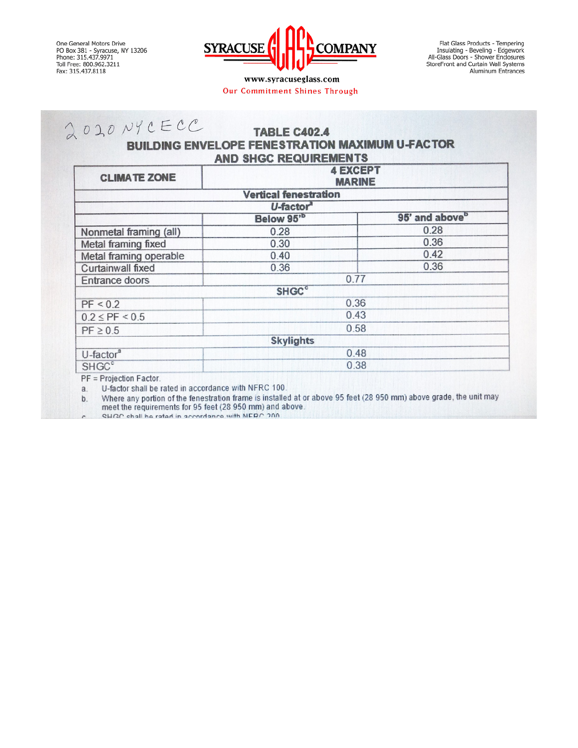One General Motors Drive
PO Box 381 - Syracuse, NY 13206
Phone: 315.437.9971
Toll Free: 800.962.3211
Fax: 315.437.8118

**SYRACUSE GLASS COMPANY**

www.syracuseglass.com

Our Commitment Shines Through

Flat Glass Products - Tempering
Insulating - Beveling - Edgework
All-Glass Doors - Shower Enclosures
StoreFront and Curtain Wall Systems
Aluminum Entrances

2020 NYCECC

## TABLE C402.4
## BUILDING ENVELOPE FENESTRATION MAXIMUM U-FACTOR AND SHGC REQUIREMENTS

| CLIMATE ZONE | 4 EXCEPT MARINE | |
|---|---|---|
| **Vertical fenestration** | | |
| ***U*-factor**[a] | | |
| | **Below 95'**[b] | **95' and above**[b] |
| Nonmetal framing (all) | 0.28 | 0.28 |
| Metal framing fixed | 0.30 | 0.36 |
| Metal framing operable | 0.40 | 0.42 |
| Curtainwall fixed | 0.36 | 0.36 |
| Entrance doors | 0.77 | |
| **SHGC**[c] | | |
| PF < 0.2 | 0.36 | |
| 0.2 ≤ PF < 0.5 | 0.43 | |
| PF ≥ 0.5 | 0.58 | |
| **Skylights** | | |
| U-factor[a] | 0.48 | |
| SHGC[c] | 0.38 | |

PF = Projection Factor.

a. U-factor shall be rated in accordance with NFRC 100.

b. Where any portion of the fenestration frame is installed at or above 95 feet (28 950 mm) above grade, the unit may meet the requirements for 95 feet (28 950 mm) and above.

c. SHGC shall be rated in accordance with NFRC 200.